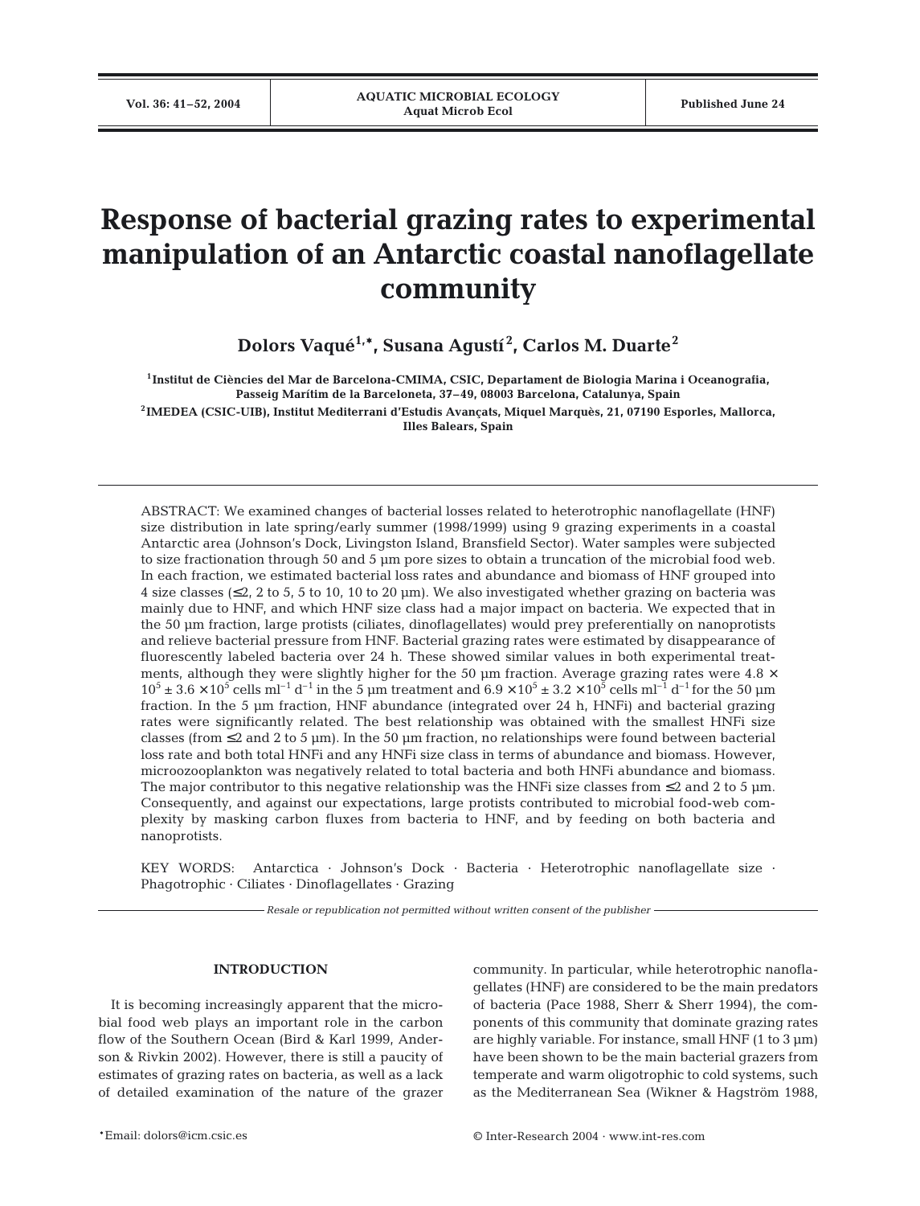# Response of bacterial grazing rates to experimental manipulation of an Antarctic coastal nanoflagellate community

**Dolors Vaqué[1,*], Susana Agustí[2], Carlos M. Duarte[2]**

[1]Institut de Ciències del Mar de Barcelona-CMIMA, CSIC, Departament de Biologia Marina i Oceanografia, Passeig Marítim de la Barceloneta, 37–49, 08003 Barcelona, Catalunya, Spain

[2]IMEDEA (CSIC-UIB), Institut Mediterrani d'Estudis Avançats, Miquel Marquès, 21, 07190 Esporles, Mallorca, Illes Balears, Spain

ABSTRACT: We examined changes of bacterial losses related to heterotrophic nanoflagellate (HNF) size distribution in late spring/early summer (1998/1999) using 9 grazing experiments in a coastal Antarctic area (Johnson's Dock, Livingston Island, Bransfield Sector). Water samples were subjected to size fractionation through 50 and 5 µm pore sizes to obtain a truncation of the microbial food web. In each fraction, we estimated bacterial loss rates and abundance and biomass of HNF grouped into 4 size classes (≤2, 2 to 5, 5 to 10, 10 to 20 µm). We also investigated whether grazing on bacteria was mainly due to HNF, and which HNF size class had a major impact on bacteria. We expected that in the 50 µm fraction, large protists (ciliates, dinoflagellates) would prey preferentially on nanoprotists and relieve bacterial pressure from HNF. Bacterial grazing rates were estimated by disappearance of fluorescently labeled bacteria over 24 h. These showed similar values in both experimental treatments, although they were slightly higher for the 50 µm fraction. Average grazing rates were $4.8 \times 10^5 \pm 3.6 \times 10^5$ cells ml$^{-1}$ d$^{-1}$ in the 5 µm treatment and $6.9 \times 10^5 \pm 3.2 \times 10^5$ cells ml$^{-1}$ d$^{-1}$ for the 50 µm fraction. In the 5 µm fraction, HNF abundance (integrated over 24 h, HNFi) and bacterial grazing rates were significantly related. The best relationship was obtained with the smallest HNFi size classes (from ≤2 and 2 to 5 µm). In the 50 µm fraction, no relationships were found between bacterial loss rate and both total HNFi and any HNFi size class in terms of abundance and biomass. However, microozooplankton was negatively related to total bacteria and both HNFi abundance and biomass. The major contributor to this negative relationship was the HNFi size classes from ≤2 and 2 to 5 µm. Consequently, and against our expectations, large protists contributed to microbial food-web complexity by masking carbon fluxes from bacteria to HNF, and by feeding on both bacteria and nanoprotists.

KEY WORDS: Antarctica · Johnson's Dock · Bacteria · Heterotrophic nanoflagellate size · Phagotrophic · Ciliates · Dinoflagellates · Grazing

*Resale or republication not permitted without written consent of the publisher*

## INTRODUCTION

It is becoming increasingly apparent that the microbial food web plays an important role in the carbon flow of the Southern Ocean (Bird & Karl 1999, Anderson & Rivkin 2002). However, there is still a paucity of estimates of grazing rates on bacteria, as well as a lack of detailed examination of the nature of the grazer community. In particular, while heterotrophic nanoflagellates (HNF) are considered to be the main predators of bacteria (Pace 1988, Sherr & Sherr 1994), the components of this community that dominate grazing rates are highly variable. For instance, small HNF (1 to 3 µm) have been shown to be the main bacterial grazers from temperate and warm oligotrophic to cold systems, such as the Mediterranean Sea (Wikner & Hagström 1988,

*Email: dolors@icm.csic.es

© Inter-Research 2004 · www.int-res.com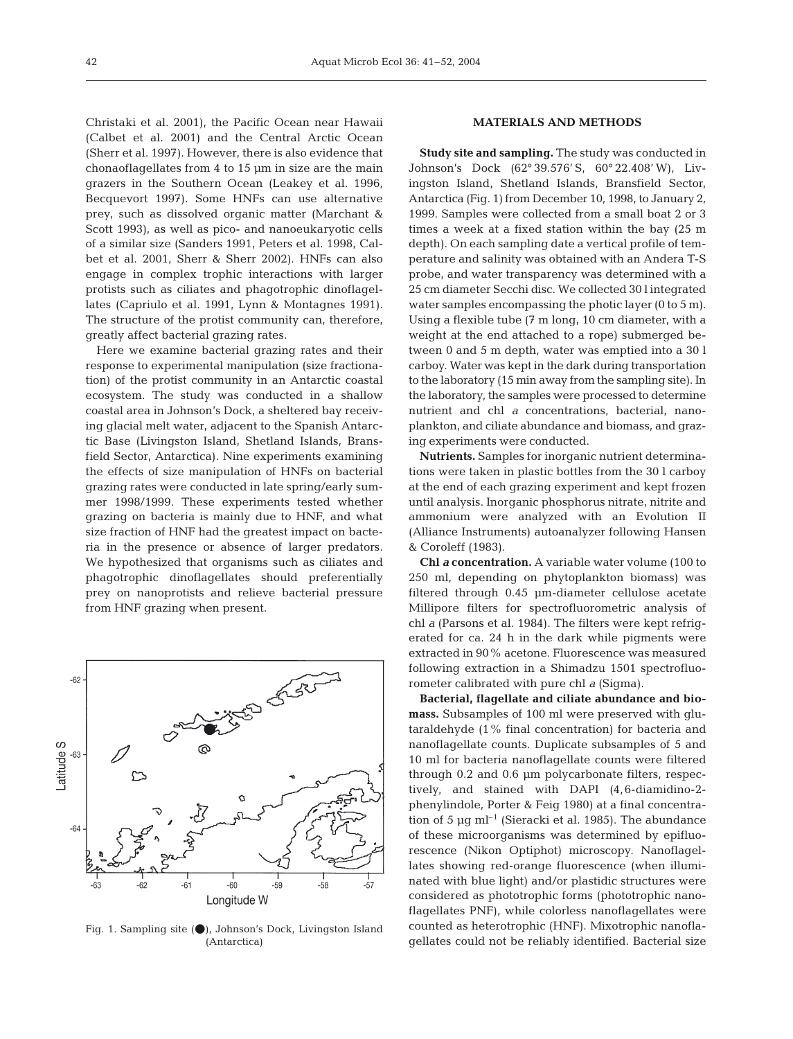Christaki et al. 2001), the Pacific Ocean near Hawaii (Calbet et al. 2001) and the Central Arctic Ocean (Sherr et al. 1997). However, there is also evidence that chonaoflagellates from 4 to 15 µm in size are the main grazers in the Southern Ocean (Leakey et al. 1996, Becquevort 1997). Some HNFs can use alternative prey, such as dissolved organic matter (Marchant & Scott 1993), as well as pico- and nanoeukaryotic cells of a similar size (Sanders 1991, Peters et al. 1998, Calbet et al. 2001, Sherr & Sherr 2002). HNFs can also engage in complex trophic interactions with larger protists such as ciliates and phagotrophic dinoflagellates (Capriulo et al. 1991, Lynn & Montagnes 1991). The structure of the protist community can, therefore, greatly affect bacterial grazing rates.

Here we examine bacterial grazing rates and their response to experimental manipulation (size fractionation) of the protist community in an Antarctic coastal ecosystem. The study was conducted in a shallow coastal area in Johnson's Dock, a sheltered bay receiving glacial melt water, adjacent to the Spanish Antarctic Base (Livingston Island, Shetland Islands, Bransfield Sector, Antarctica). Nine experiments examining the effects of size manipulation of HNFs on bacterial grazing rates were conducted in late spring/early summer 1998/1999. These experiments tested whether grazing on bacteria is mainly due to HNF, and what size fraction of HNF had the greatest impact on bacteria in the presence or absence of larger predators. We hypothesized that organisms such as ciliates and phagotrophic dinoflagellates should preferentially prey on nanoprotists and relieve bacterial pressure from HNF grazing when present.

Fig. 1. Sampling site (●), Johnson's Dock, Livingston Island (Antarctica)

## MATERIALS AND METHODS

**Study site and sampling.** The study was conducted in Johnson's Dock (62° 39.576' S, 60° 22.408' W), Livingston Island, Shetland Islands, Bransfield Sector, Antarctica (Fig. 1) from December 10, 1998, to January 2, 1999. Samples were collected from a small boat 2 or 3 times a week at a fixed station within the bay (25 m depth). On each sampling date a vertical profile of temperature and salinity was obtained with an Andera T-S probe, and water transparency was determined with a 25 cm diameter Secchi disc. We collected 30 l integrated water samples encompassing the photic layer (0 to 5 m). Using a flexible tube (7 m long, 10 cm diameter, with a weight at the end attached to a rope) submerged between 0 and 5 m depth, water was emptied into a 30 l carboy. Water was kept in the dark during transportation to the laboratory (15 min away from the sampling site). In the laboratory, the samples were processed to determine nutrient and chl *a* concentrations, bacterial, nanoplankton, and ciliate abundance and biomass, and grazing experiments were conducted.

**Nutrients.** Samples for inorganic nutrient determinations were taken in plastic bottles from the 30 l carboy at the end of each grazing experiment and kept frozen until analysis. Inorganic phosphorus nitrate, nitrite and ammonium were analyzed with an Evolution II (Alliance Instruments) autoanalyzer following Hansen & Coroleff (1983).

**Chl *a* concentration.** A variable water volume (100 to 250 ml, depending on phytoplankton biomass) was filtered through 0.45 µm-diameter cellulose acetate Millipore filters for spectrofluorometric analysis of chl *a* (Parsons et al. 1984). The filters were kept refrigerated for ca. 24 h in the dark while pigments were extracted in 90% acetone. Fluorescence was measured following extraction in a Shimadzu 1501 spectrofluorometer calibrated with pure chl *a* (Sigma).

**Bacterial, flagellate and ciliate abundance and biomass.** Subsamples of 100 ml were preserved with glutaraldehyde (1% final concentration) for bacteria and nanoflagellate counts. Duplicate subsamples of 5 and 10 ml for bacteria nanoflagellate counts were filtered through 0.2 and 0.6 µm polycarbonate filters, respectively, and stained with DAPI (4,6-diamidino-2-phenylindole, Porter & Feig 1980) at a final concentration of 5 µg ml$^{-1}$ (Sieracki et al. 1985). The abundance of these microorganisms was determined by epifluorescence (Nikon Optiphot) microscopy. Nanoflagellates showing red-orange fluorescence (when illuminated with blue light) and/or plastidic structures were considered as phototrophic forms (phototrophic nanoflagellates PNF), while colorless nanoflagellates were counted as heterotrophic (HNF). Mixotrophic nanoflagellates could not be reliably identified. Bacterial size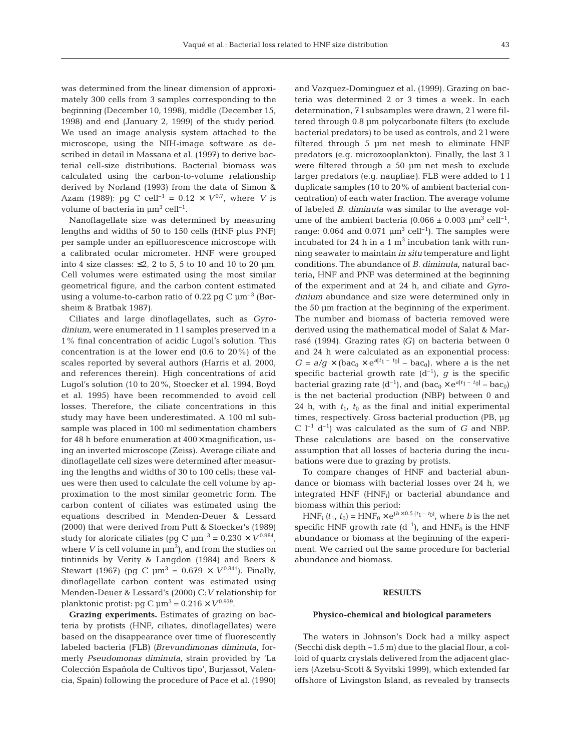was determined from the linear dimension of approximately 300 cells from 3 samples corresponding to the beginning (December 10, 1998), middle (December 15, 1998) and end (January 2, 1999) of the study period. We used an image analysis system attached to the microscope, using the NIH-image software as described in detail in Massana et al. (1997) to derive bacterial cell-size distributions. Bacterial biomass was calculated using the carbon-to-volume relationship derived by Norland (1993) from the data of Simon & Azam (1989): pg C cell$^{-1}$ = $0.12 \times V^{0.7}$, where $V$ is volume of bacteria in µm$^3$ cell$^{-1}$.

Nanoflagellate size was determined by measuring lengths and widths of 50 to 150 cells (HNF plus PNF) per sample under an epifluorescence microscope with a calibrated ocular micrometer. HNF were grouped into 4 size classes: ≤2, 2 to 5, 5 to 10 and 10 to 20 µm. Cell volumes were estimated using the most similar geometrical figure, and the carbon content estimated using a volume-to-carbon ratio of 0.22 pg C µm$^{-3}$ (Børsheim & Bratbak 1987).

Ciliates and large dinoflagellates, such as *Gyrodinium*, were enumerated in 1 l samples preserved in a 1% final concentration of acidic Lugol's solution. This concentration is at the lower end (0.6 to 20%) of the scales reported by several authors (Harris et al. 2000, and references therein). High concentrations of acid Lugol's solution (10 to 20%, Stoecker et al. 1994, Boyd et al. 1995) have been recommended to avoid cell losses. Therefore, the ciliate concentrations in this study may have been underestimated. A 100 ml subsample was placed in 100 ml sedimentation chambers for 48 h before enumeration at 400× magnification, using an inverted microscope (Zeiss). Average ciliate and dinoflagellate cell sizes were determined after measuring the lengths and widths of 30 to 100 cells; these values were then used to calculate the cell volume by approximation to the most similar geometric form. The carbon content of ciliates was estimated using the equations described in Menden-Deuer & Lessard (2000) that were derived from Putt & Stoecker's (1989) study for aloricate ciliates (pg C µm$^{-3}$ = $0.230 \times V^{0.984}$, where $V$ is cell volume in µm$^3$), and from the studies on tintinnids by Verity & Langdon (1984) and Beers & Stewart (1967) (pg C µm$^3$ = $0.679 \times V^{0.841}$). Finally, dinoflagellate carbon content was estimated using Menden-Deuer & Lessard's (2000) C:$V$ relationship for planktonic protist: pg C µm$^3$ = $0.216 \times V^{0.939}$.

**Grazing experiments.** Estimates of grazing on bacteria by protists (HNF, ciliates, dinoflagellates) were based on the disappearance over time of fluorescently labeled bacteria (FLB) (*Brevundimonas diminuta*, formerly *Pseudomonas diminuta*, strain provided by 'La Colección Española de Cultivos tipo', Burjassot, Valencia, Spain) following the procedure of Pace et al. (1990) and Vazquez-Dominguez et al. (1999). Grazing on bacteria was determined 2 or 3 times a week. In each determination, 7 l subsamples were drawn, 2 l were filtered through 0.8 µm polycarbonate filters (to exclude bacterial predators) to be used as controls, and 2 l were filtered through 5 µm net mesh to eliminate HNF predators (e.g. microzooplankton). Finally, the last 3 l were filtered through a 50 µm net mesh to exclude larger predators (e.g. naupliae). FLB were added to 1 l duplicate samples (10 to 20% of ambient bacterial concentration) of each water fraction. The average volume of labeled *B. diminuta* was similar to the average volume of the ambient bacteria (0.066 ± 0.003 µm$^3$ cell$^{-1}$, range: 0.064 and 0.071 µm$^3$ cell$^{-1}$). The samples were incubated for 24 h in a 1 m$^3$ incubation tank with running seawater to maintain *in situ* temperature and light conditions. The abundance of *B. diminuta*, natural bacteria, HNF and PNF was determined at the beginning of the experiment and at 24 h, and ciliate and *Gyrodinium* abundance and size were determined only in the 50 µm fraction at the beginning of the experiment. The number and biomass of bacteria removed were derived using the mathematical model of Salat & Marrasé (1994). Grazing rates ($G$) on bacteria between 0 and 24 h were calculated as an exponential process: $G = a/g \times (\text{bac}_0 \times e^{a[t_1 - t_0]} - \text{bac}_0)$, where $a$ is the net specific bacterial growth rate (d$^{-1}$), $g$ is the specific bacterial grazing rate (d$^{-1}$), and $(\text{bac}_0 \times e^{a[t_1 - t_0]} - \text{bac}_0)$ is the net bacterial production (NBP) between 0 and 24 h, with $t_1$, $t_0$ as the final and initial experimental times, respectively. Gross bacterial production (PB, µg C l$^{-1}$ d$^{-1}$) was calculated as the sum of $G$ and NBP. These calculations are based on the conservative assumption that all losses of bacteria during the incubations were due to grazing by protists.

To compare changes of HNF and bacterial abundance or biomass with bacterial losses over 24 h, we integrated HNF ($\text{HNF}_i$) or bacterial abundance and biomass within this period:

$\text{HNF}_i\,(t_1, t_0) = \text{HNF}_0 \times e^{(b \times 0.5\,(t_1 - t_0)}$, where $b$ is the net specific HNF growth rate (d$^{-1}$), and $\text{HNF}_0$ is the HNF abundance or biomass at the beginning of the experiment. We carried out the same procedure for bacterial abundance and biomass.

## RESULTS

### Physico-chemical and biological parameters

The waters in Johnson's Dock had a milky aspect (Secchi disk depth ~1.5 m) due to the glacial flour, a colloid of quartz crystals delivered from the adjacent glaciers (Azetsu-Scott & Syvitski 1999), which extended far offshore of Livingston Island, as revealed by transects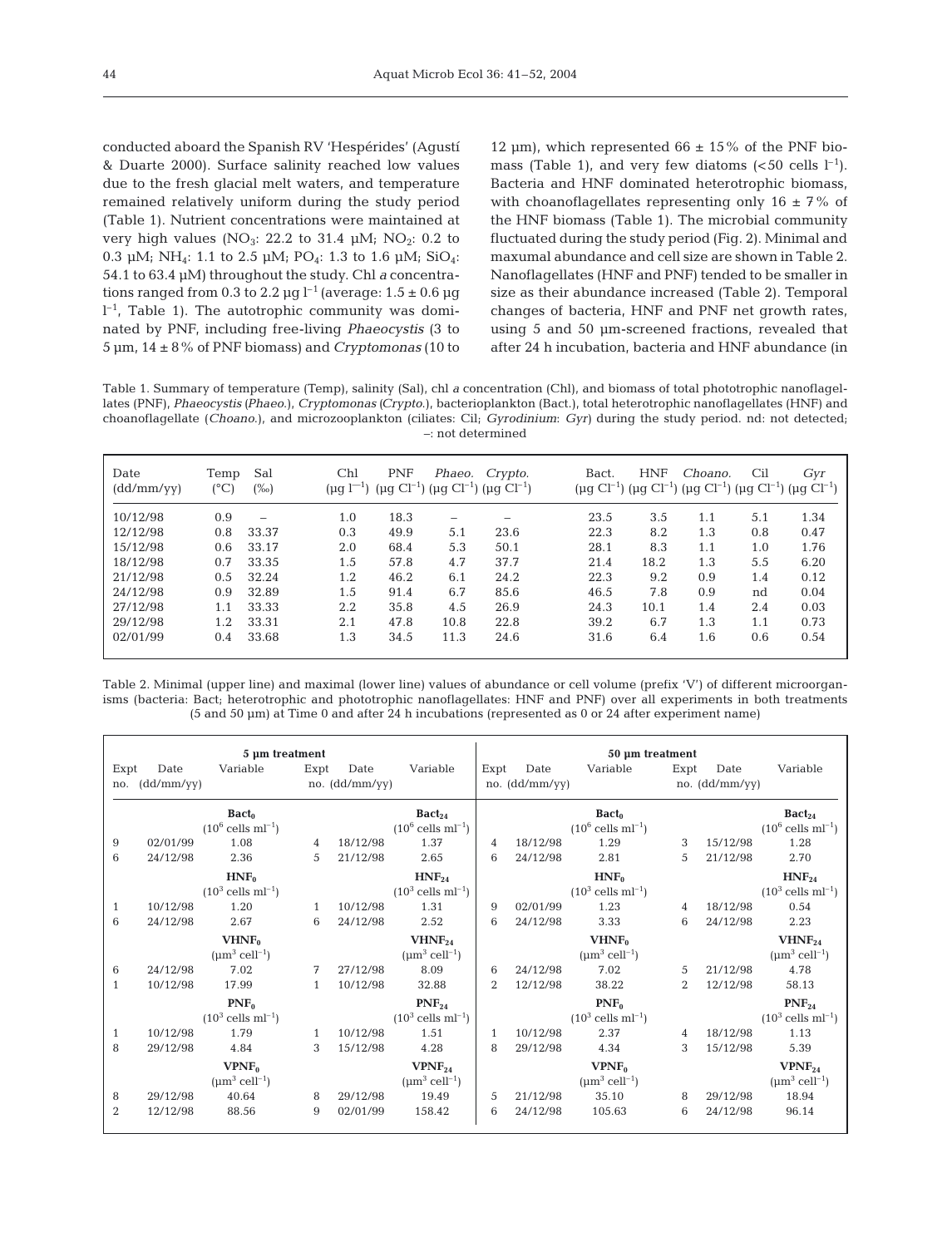conducted aboard the Spanish RV 'Hespérides' (Agustí & Duarte 2000). Surface salinity reached low values due to the fresh glacial melt waters, and temperature remained relatively uniform during the study period (Table 1). Nutrient concentrations were maintained at very high values ($NO_3$: 22.2 to 31.4 µM; $NO_2$: 0.2 to 0.3 µM; $NH_4$: 1.1 to 2.5 µM; $PO_4$: 1.3 to 1.6 µM; $SiO_4$: 54.1 to 63.4 µM) throughout the study. Chl *a* concentrations ranged from 0.3 to 2.2 µg $l^{-1}$ (average: 1.5 ± 0.6 µg $l^{-1}$, Table 1). The autotrophic community was dominated by PNF, including free-living *Phaeocystis* (3 to 5 µm, 14 ± 8% of PNF biomass) and *Cryptomonas* (10 to 12 µm), which represented 66 ± 15% of the PNF biomass (Table 1), and very few diatoms (<50 cells $l^{-1}$). Bacteria and HNF dominated heterotrophic biomass, with choanoflagellates representing only 16 ± 7% of the HNF biomass (Table 1). The microbial community fluctuated during the study period (Fig. 2). Minimal and maxumal abundance and cell size are shown in Table 2. Nanoflagellates (HNF and PNF) tended to be smaller in size as their abundance increased (Table 2). Temporal changes of bacteria, HNF and PNF net growth rates, using 5 and 50 µm-screened fractions, revealed that after 24 h incubation, bacteria and HNF abundance (in

Table 1. Summary of temperature (Temp), salinity (Sal), chl *a* concentration (Chl), and biomass of total phototrophic nanoflagellates (PNF), *Phaeocystis* (*Phaeo.*), *Cryptomonas* (*Crypto.*), bacterioplankton (Bact.), total heterotrophic nanoflagellates (HNF) and choanoflagellate (*Choano.*), and microzooplankton (ciliates: Cil; *Gyrodinium*: *Gyr*) during the study period. nd: not detected; –: not determined

| Date (dd/mm/yy) | Temp (°C) | Sal (‰) | Chl (µg $l^{-1}$) | PNF (µg C$l^{-1}$) | *Phaeo.* (µg C$l^{-1}$) | *Crypto.* (µg C$l^{-1}$) | Bact. (µg C$l^{-1}$) | HNF (µg C$l^{-1}$) | *Choano.* (µg C$l^{-1}$) | Cil (µg C$l^{-1}$) | *Gyr* (µg C$l^{-1}$) |
|---|---|---|---|---|---|---|---|---|---|---|---|
| 10/12/98 | 0.9 | – | 1.0 | 18.3 | – | – | 23.5 | 3.5 | 1.1 | 5.1 | 1.34 |
| 12/12/98 | 0.8 | 33.37 | 0.3 | 49.9 | 5.1 | 23.6 | 22.3 | 8.2 | 1.3 | 0.8 | 0.47 |
| 15/12/98 | 0.6 | 33.17 | 2.0 | 68.4 | 5.3 | 50.1 | 28.1 | 8.3 | 1.1 | 1.0 | 1.76 |
| 18/12/98 | 0.7 | 33.35 | 1.5 | 57.8 | 4.7 | 37.7 | 21.4 | 18.2 | 1.3 | 5.5 | 6.20 |
| 21/12/98 | 0.5 | 32.24 | 1.2 | 46.2 | 6.1 | 24.2 | 22.3 | 9.2 | 0.9 | 1.4 | 0.12 |
| 24/12/98 | 0.9 | 32.89 | 1.5 | 91.4 | 6.7 | 85.6 | 46.5 | 7.8 | 0.9 | nd | 0.04 |
| 27/12/98 | 1.1 | 33.33 | 2.2 | 35.8 | 4.5 | 26.9 | 24.3 | 10.1 | 1.4 | 2.4 | 0.03 |
| 29/12/98 | 1.2 | 33.31 | 2.1 | 47.8 | 10.8 | 22.8 | 39.2 | 6.7 | 1.3 | 1.1 | 0.73 |
| 02/01/99 | 0.4 | 33.68 | 1.3 | 34.5 | 11.3 | 24.6 | 31.6 | 6.4 | 1.6 | 0.6 | 0.54 |

Table 2. Minimal (upper line) and maximal (lower line) values of abundance or cell volume (prefix 'V') of different microorganisms (bacteria: Bact; heterotrophic and phototrophic nanoflagellates: HNF and PNF) over all experiments in both treatments (5 and 50 µm) at Time 0 and after 24 h incubations (represented as 0 or 24 after experiment name)

| 5 µm treatment | | | | | | 50 µm treatment | | | | | |
|---|---|---|---|---|---|---|---|---|---|---|---|
| Expt no. | Date (dd/mm/yy) | Variable | Expt no. | Date (dd/mm/yy) | Variable | Expt no. | Date (dd/mm/yy) | Variable | Expt no. | Date (dd/mm/yy) | Variable |
| | | $Bact_0$ ($10^6$ cells $ml^{-1}$) | | | $Bact_{24}$ ($10^6$ cells $ml^{-1}$) | | | $Bact_0$ ($10^6$ cells $ml^{-1}$) | | | $Bact_{24}$ ($10^6$ cells $ml^{-1}$) |
| 9 | 02/01/99 | 1.08 | 4 | 18/12/98 | 1.37 | 4 | 18/12/98 | 1.29 | 3 | 15/12/98 | 1.28 |
| 6 | 24/12/98 | 2.36 | 5 | 21/12/98 | 2.65 | 6 | 24/12/98 | 2.81 | 5 | 21/12/98 | 2.70 |
| | | $HNF_0$ ($10^3$ cells $ml^{-1}$) | | | $HNF_{24}$ ($10^3$ cells $ml^{-1}$) | | | $HNF_0$ ($10^3$ cells $ml^{-1}$) | | | $HNF_{24}$ ($10^3$ cells $ml^{-1}$) |
| 1 | 10/12/98 | 1.20 | 1 | 10/12/98 | 1.31 | 9 | 02/01/99 | 1.23 | 4 | 18/12/98 | 0.54 |
| 6 | 24/12/98 | 2.67 | 6 | 24/12/98 | 2.52 | 6 | 24/12/98 | 3.33 | 6 | 24/12/98 | 2.23 |
| | | $VHNF_0$ (µ$m^3$ $cell^{-1}$) | | | $VHNF_{24}$ (µ$m^3$ $cell^{-1}$) | | | $VHNF_0$ (µ$m^3$ $cell^{-1}$) | | | $VHNF_{24}$ (µ$m^3$ $cell^{-1}$) |
| 6 | 24/12/98 | 7.02 | 7 | 27/12/98 | 8.09 | 6 | 24/12/98 | 7.02 | 5 | 21/12/98 | 4.78 |
| 1 | 10/12/98 | 17.99 | 1 | 10/12/98 | 32.88 | 2 | 12/12/98 | 38.22 | 2 | 12/12/98 | 58.13 |
| | | $PNF_0$ ($10^3$ cells $ml^{-1}$) | | | $PNF_{24}$ ($10^3$ cells $ml^{-1}$) | | | $PNF_0$ ($10^3$ cells $ml^{-1}$) | | | $PNF_{24}$ ($10^3$ cells $ml^{-1}$) |
| 1 | 10/12/98 | 1.79 | 1 | 10/12/98 | 1.51 | 1 | 10/12/98 | 2.37 | 4 | 18/12/98 | 1.13 |
| 8 | 29/12/98 | 4.84 | 3 | 15/12/98 | 4.28 | 8 | 29/12/98 | 4.34 | 3 | 15/12/98 | 5.39 |
| | | $VPNF_0$ (µ$m^3$ $cell^{-1}$) | | | $VPNF_{24}$ (µ$m^3$ $cell^{-1}$) | | | $VPNF_0$ (µ$m^3$ $cell^{-1}$) | | | $VPNF_{24}$ (µ$m^3$ $cell^{-1}$) |
| 8 | 29/12/98 | 40.64 | 8 | 29/12/98 | 19.49 | 5 | 21/12/98 | 35.10 | 8 | 29/12/98 | 18.94 |
| 2 | 12/12/98 | 88.56 | 9 | 02/01/99 | 158.42 | 6 | 24/12/98 | 105.63 | 6 | 24/12/98 | 96.14 |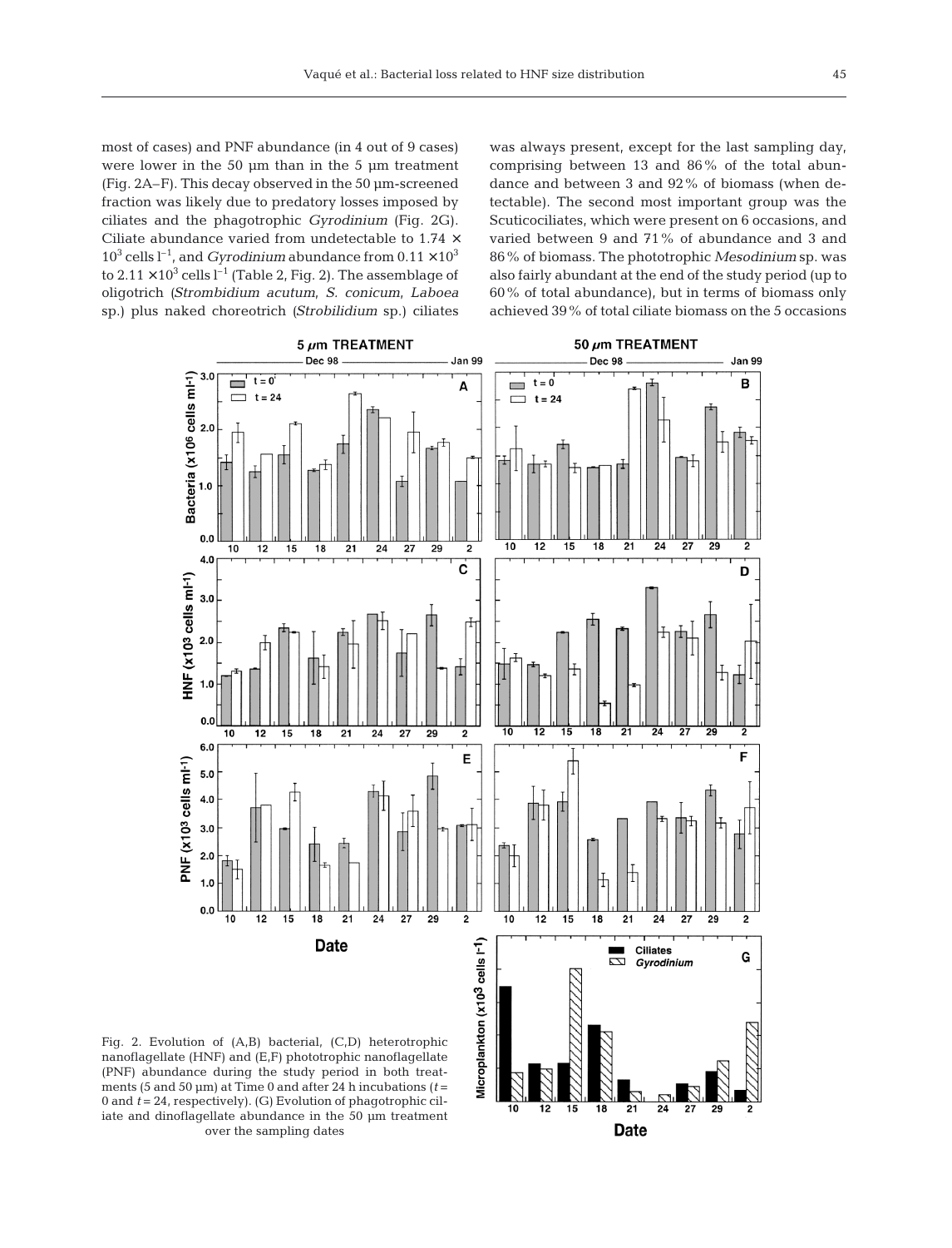most of cases) and PNF abundance (in 4 out of 9 cases) were lower in the 50 µm than in the 5 µm treatment (Fig. 2A–F). This decay observed in the 50 µm-screened fraction was likely due to predatory losses imposed by ciliates and the phagotrophic *Gyrodinium* (Fig. 2G). Ciliate abundance varied from undetectable to $1.74 \times 10^3$ cells $l^{-1}$, and *Gyrodinium* abundance from $0.11 \times 10^3$ to $2.11 \times 10^3$ cells $l^{-1}$ (Table 2, Fig. 2). The assemblage of oligotrich (*Strombidium acutum*, *S. conicum*, *Laboea* sp.) plus naked choreotrich (*Strobilidium* sp.) ciliates was always present, except for the last sampling day, comprising between 13 and 86% of the total abundance and between 3 and 92% of biomass (when detectable). The second most important group was the Scuticociliates, which were present on 6 occasions, and varied between 9 and 71% of abundance and 3 and 86% of biomass. The phototrophic *Mesodinium* sp. was also fairly abundant at the end of the study period (up to 60% of total abundance), but in terms of biomass only achieved 39% of total ciliate biomass on the 5 occasions

Fig. 2. Evolution of (A,B) bacterial, (C,D) heterotrophic nanoflagellate (HNF) and (E,F) phototrophic nanoflagellate (PNF) abundance during the study period in both treatments (5 and 50 µm) at Time 0 and after 24 h incubations ($t$ = 0 and $t$ = 24, respectively). (G) Evolution of phagotrophic ciliate and dinoflagellate abundance in the 50 µm treatment over the sampling dates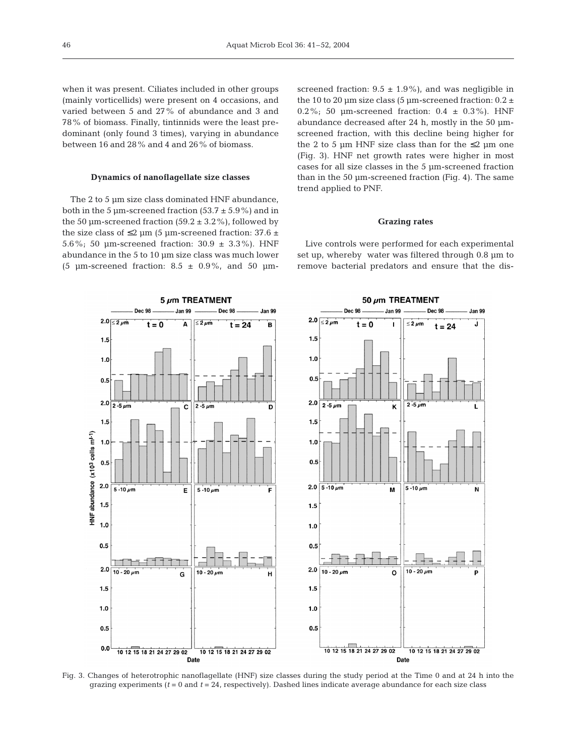when it was present. Ciliates included in other groups (mainly vorticellids) were present on 4 occasions, and varied between 5 and 27% of abundance and 3 and 78% of biomass. Finally, tintinnids were the least predominant (only found 3 times), varying in abundance between 16 and 28% and 4 and 26% of biomass.

### Dynamics of nanoflagellate size classes

The 2 to 5 µm size class dominated HNF abundance, both in the 5 µm-screened fraction (53.7 ± 5.9%) and in the 50 µm-screened fraction (59.2 ± 3.2%), followed by the size class of ≤2 µm (5 µm-screened fraction: 37.6 ± 5.6%; 50 µm-screened fraction: 30.9 ± 3.3%). HNF abundance in the 5 to 10 µm size class was much lower (5 µm-screened fraction: 8.5 ± 0.9%, and 50 µm-screened fraction: 9.5 ± 1.9%), and was negligible in the 10 to 20 µm size class (5 µm-screened fraction: 0.2 ± 0.2%; 50 µm-screened fraction: 0.4 ± 0.3%). HNF abundance decreased after 24 h, mostly in the 50 µm-screened fraction, with this decline being higher for the 2 to 5 µm HNF size class than for the ≤2 µm one (Fig. 3). HNF net growth rates were higher in most cases for all size classes in the 5 µm-screened fraction than in the 50 µm-screened fraction (Fig. 4). The same trend applied to PNF.

### Grazing rates

Live controls were performed for each experimental set up, whereby water was filtered through 0.8 µm to remove bacterial predators and ensure that the dis-

Fig. 3. Changes of heterotrophic nanoflagellate (HNF) size classes during the study period at the Time 0 and at 24 h into the grazing experiments ($t = 0$ and $t = 24$, respectively). Dashed lines indicate average abundance for each size class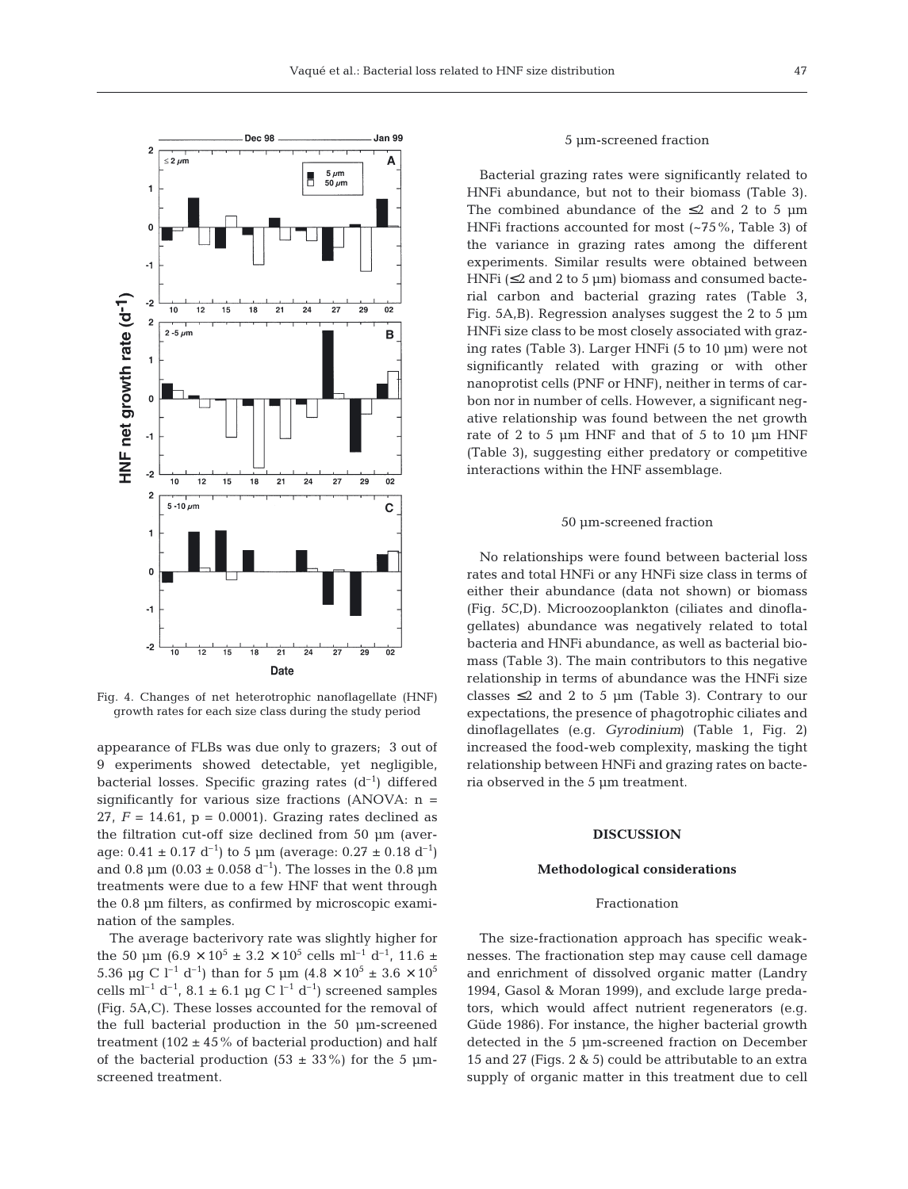Fig. 4. Changes of net heterotrophic nanoflagellate (HNF) growth rates for each size class during the study period

appearance of FLBs was due only to grazers; 3 out of 9 experiments showed detectable, yet negligible, bacterial losses. Specific grazing rates ($d^{-1}$) differed significantly for various size fractions (ANOVA: n = 27, $F = 14.61$, $p = 0.0001$). Grazing rates declined as the filtration cut-off size declined from 50 µm (average: $0.41 \pm 0.17$ $d^{-1}$) to 5 µm (average: $0.27 \pm 0.18$ $d^{-1}$) and 0.8 µm ($0.03 \pm 0.058$ $d^{-1}$). The losses in the 0.8 µm treatments were due to a few HNF that went through the 0.8 µm filters, as confirmed by microscopic examination of the samples.

The average bacterivory rate was slightly higher for the 50 µm ($6.9 \times 10^5 \pm 3.2 \times 10^5$ cells $ml^{-1}$ $d^{-1}$, $11.6 \pm 5.36$ µg C $l^{-1}$ $d^{-1}$) than for 5 µm ($4.8 \times 10^5 \pm 3.6 \times 10^5$ cells $ml^{-1}$ $d^{-1}$, $8.1 \pm 6.1$ µg C $l^{-1}$ $d^{-1}$) screened samples (Fig. 5A,C). These losses accounted for the removal of the full bacterial production in the 50 µm-screened treatment (102 ± 45% of bacterial production) and half of the bacterial production (53 ± 33%) for the 5 µm-screened treatment.

#### 5 µm-screened fraction

Bacterial grazing rates were significantly related to HNFi abundance, but not to their biomass (Table 3). The combined abundance of the ≤2 and 2 to 5 µm HNFi fractions accounted for most (~75%, Table 3) of the variance in grazing rates among the different experiments. Similar results were obtained between HNFi (≤2 and 2 to 5 µm) biomass and consumed bacterial carbon and bacterial grazing rates (Table 3, Fig. 5A,B). Regression analyses suggest the 2 to 5 µm HNFi size class to be most closely associated with grazing rates (Table 3). Larger HNFi (5 to 10 µm) were not significantly related with grazing or with other nanoprotist cells (PNF or HNF), neither in terms of carbon nor in number of cells. However, a significant negative relationship was found between the net growth rate of 2 to 5 µm HNF and that of 5 to 10 µm HNF (Table 3), suggesting either predatory or competitive interactions within the HNF assemblage.

#### 50 µm-screened fraction

No relationships were found between bacterial loss rates and total HNFi or any HNFi size class in terms of either their abundance (data not shown) or biomass (Fig. 5C,D). Microzooplankton (ciliates and dinoflagellates) abundance was negatively related to total bacteria and HNFi abundance, as well as bacterial biomass (Table 3). The main contributors to this negative relationship in terms of abundance was the HNFi size classes ≤2 and 2 to 5 µm (Table 3). Contrary to our expectations, the presence of phagotrophic ciliates and dinoflagellates (e.g. *Gyrodinium*) (Table 1, Fig. 2) increased the food-web complexity, masking the tight relationship between HNFi and grazing rates on bacteria observed in the 5 µm treatment.

## DISCUSSION

### Methodological considerations

#### Fractionation

The size-fractionation approach has specific weaknesses. The fractionation step may cause cell damage and enrichment of dissolved organic matter (Landry 1994, Gasol & Moran 1999), and exclude large predators, which would affect nutrient regenerators (e.g. Güde 1986). For instance, the higher bacterial growth detected in the 5 µm-screened fraction on December 15 and 27 (Figs. 2 & 5) could be attributable to an extra supply of organic matter in this treatment due to cell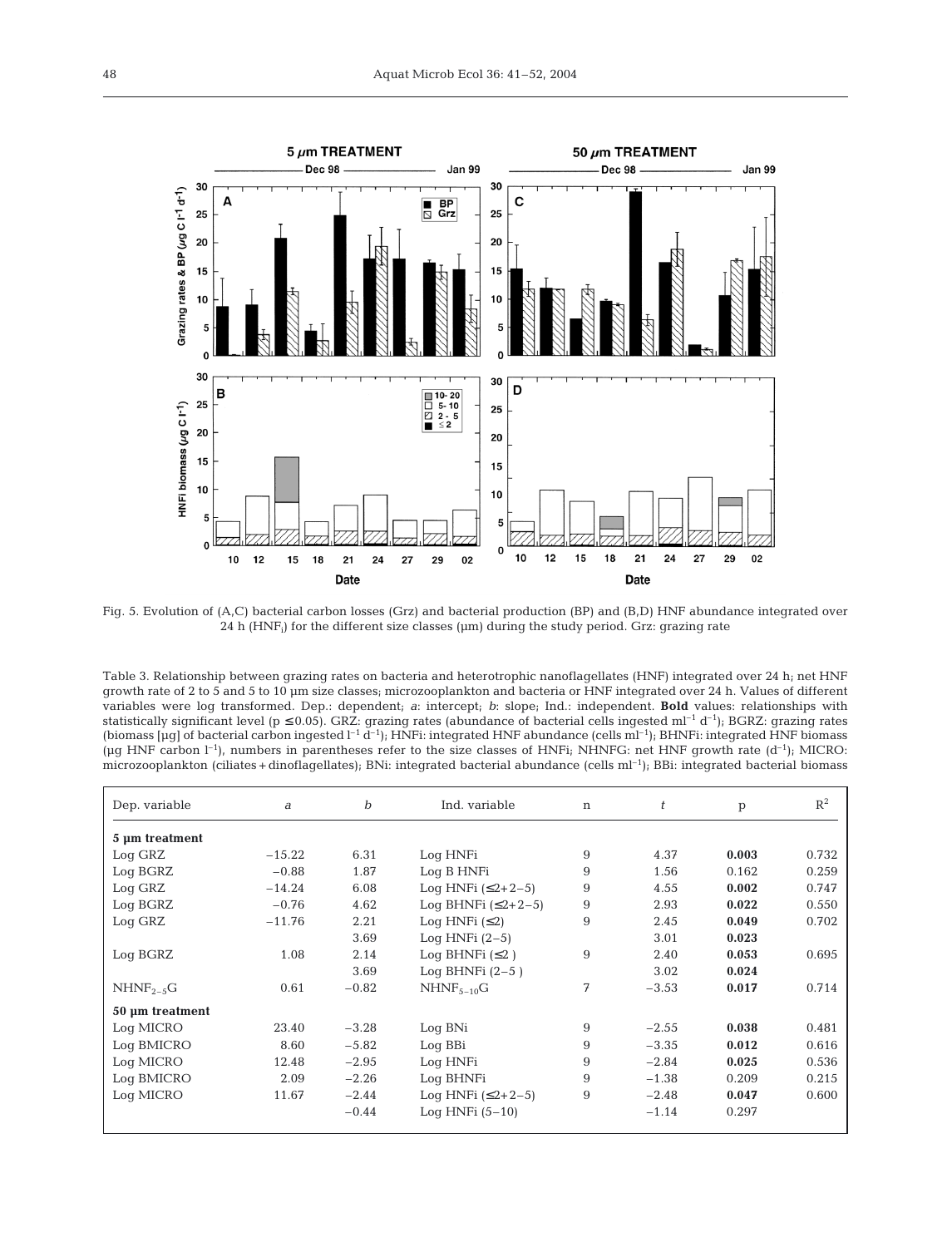Fig. 5. Evolution of (A,C) bacterial carbon losses (Grz) and bacterial production (BP) and (B,D) HNF abundance integrated over 24 h ($HNF_i$) for the different size classes (µm) during the study period. Grz: grazing rate

Table 3. Relationship between grazing rates on bacteria and heterotrophic nanoflagellates (HNF) integrated over 24 h; net HNF growth rate of 2 to 5 and 5 to 10 µm size classes; microzooplankton and bacteria or HNF integrated over 24 h. Values of different variables were log transformed. Dep.: dependent; *a*: intercept; *b*: slope; Ind.: independent. **Bold** values: relationships with statistically significant level ($p \leq 0.05$). GRZ: grazing rates (abundance of bacterial cells ingested $ml^{-1}$ $d^{-1}$); BGRZ: grazing rates (biomass [µg] of bacterial carbon ingested $l^{-1}$ $d^{-1}$); HNFi: integrated HNF abundance (cells $ml^{-1}$); BHNFi: integrated HNF biomass (µg HNF carbon $l^{-1}$), numbers in parentheses refer to the size classes of HNFi; NHNFG: net HNF growth rate ($d^{-1}$); MICRO: microzooplankton (ciliates + dinoflagellates); BNi: integrated bacterial abundance (cells $ml^{-1}$); BBi: integrated bacterial biomass

| Dep. variable | *a* | *b* | Ind. variable | n | *t* | p | $R^2$ |
|---|---|---|---|---|---|---|---|
| **5 µm treatment** | | | | | | | |
| Log GRZ | −15.22 | 6.31 | Log HNFi | 9 | 4.37 | **0.003** | 0.732 |
| Log BGRZ | −0.88 | 1.87 | Log B HNFi | 9 | 1.56 | 0.162 | 0.259 |
| Log GRZ | −14.24 | 6.08 | Log HNFi (≤2+2–5) | 9 | 4.55 | **0.002** | 0.747 |
| Log BGRZ | −0.76 | 4.62 | Log BHNFi (≤2+2–5) | 9 | 2.93 | **0.022** | 0.550 |
| Log GRZ | −11.76 | 2.21 | Log HNFi (≤2) | 9 | 2.45 | **0.049** | 0.702 |
| | | 3.69 | Log HNFi (2–5) | | 3.01 | **0.023** | |
| Log BGRZ | 1.08 | 2.14 | Log BHNFi (≤2 ) | 9 | 2.40 | **0.053** | 0.695 |
| | | 3.69 | Log BHNFi (2–5 ) | | 3.02 | **0.024** | |
| $NHNF_{2-5}G$ | 0.61 | −0.82 | $NHNF_{5-10}G$ | 7 | −3.53 | **0.017** | 0.714 |
| **50 µm treatment** | | | | | | | |
| Log MICRO | 23.40 | −3.28 | Log BNi | 9 | −2.55 | **0.038** | 0.481 |
| Log BMICRO | 8.60 | −5.82 | Log BBi | 9 | −3.35 | **0.012** | 0.616 |
| Log MICRO | 12.48 | −2.95 | Log HNFi | 9 | −2.84 | **0.025** | 0.536 |
| Log BMICRO | 2.09 | −2.26 | Log BHNFi | 9 | −1.38 | 0.209 | 0.215 |
| Log MICRO | 11.67 | −2.44 | Log HNFi (≤2+2–5) | 9 | −2.48 | **0.047** | 0.600 |
| | | −0.44 | Log HNFi (5–10) | | −1.14 | 0.297 | |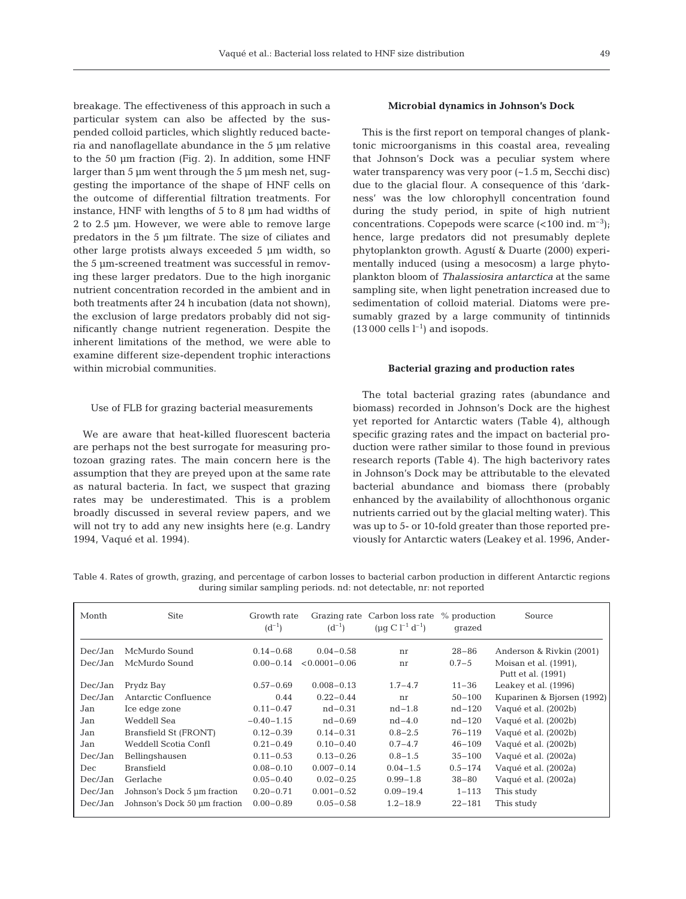breakage. The effectiveness of this approach in such a particular system can also be affected by the suspended colloid particles, which slightly reduced bacteria and nanoflagellate abundance in the 5 µm relative to the 50 µm fraction (Fig. 2). In addition, some HNF larger than 5 µm went through the 5 µm mesh net, suggesting the importance of the shape of HNF cells on the outcome of differential filtration treatments. For instance, HNF with lengths of 5 to 8 µm had widths of 2 to 2.5 µm. However, we were able to remove large predators in the 5 µm filtrate. The size of ciliates and other large protists always exceeded 5 µm width, so the 5 µm-screened treatment was successful in removing these larger predators. Due to the high inorganic nutrient concentration recorded in the ambient and in both treatments after 24 h incubation (data not shown), the exclusion of large predators probably did not significantly change nutrient regeneration. Despite the inherent limitations of the method, we were able to examine different size-dependent trophic interactions within microbial communities.

### Use of FLB for grazing bacterial measurements

We are aware that heat-killed fluorescent bacteria are perhaps not the best surrogate for measuring protozoan grazing rates. The main concern here is the assumption that they are preyed upon at the same rate as natural bacteria. In fact, we suspect that grazing rates may be underestimated. This is a problem broadly discussed in several review papers, and we will not try to add any new insights here (e.g. Landry 1994, Vaqué et al. 1994).

### Microbial dynamics in Johnson's Dock

This is the first report on temporal changes of planktonic microorganisms in this coastal area, revealing that Johnson's Dock was a peculiar system where water transparency was very poor (~1.5 m, Secchi disc) due to the glacial flour. A consequence of this 'darkness' was the low chlorophyll concentration found during the study period, in spite of high nutrient concentrations. Copepods were scarce (<100 ind. $m^{-3}$); hence, large predators did not presumably deplete phytoplankton growth. Agustí & Duarte (2000) experimentally induced (using a mesocosm) a large phytoplankton bloom of *Thalassiosira antarctica* at the same sampling site, when light penetration increased due to sedimentation of colloid material. Diatoms were presumably grazed by a large community of tintinnids (13 000 cells $l^{-1}$) and isopods.

### Bacterial grazing and production rates

The total bacterial grazing rates (abundance and biomass) recorded in Johnson's Dock are the highest yet reported for Antarctic waters (Table 4), although specific grazing rates and the impact on bacterial production were rather similar to those found in previous research reports (Table 4). The high bacterivory rates in Johnson's Dock may be attributable to the elevated bacterial abundance and biomass there (probably enhanced by the availability of allochthonous organic nutrients carried out by the glacial melting water). This was up to 5- or 10-fold greater than those reported previously for Antarctic waters (Leakey et al. 1996, Ander-

Table 4. Rates of growth, grazing, and percentage of carbon losses to bacterial carbon production in different Antarctic regions during similar sampling periods. nd: not detectable, nr: not reported

| Month | Site | Growth rate ($d^{-1}$) | Grazing rate ($d^{-1}$) | Carbon loss rate (µg C $l^{-1}$ $d^{-1}$) | % production grazed | Source |
|---|---|---|---|---|---|---|
| Dec/Jan | McMurdo Sound | 0.14–0.68 | 0.04–0.58 | nr | 28–86 | Anderson & Rivkin (2001) |
| Dec/Jan | McMurdo Sound | 0.00–0.14 | <0.0001–0.06 | nr | 0.7–5 | Moisan et al. (1991), Putt et al. (1991) |
| Dec/Jan | Prydz Bay | 0.57–0.69 | 0.008–0.13 | 1.7–4.7 | 11–36 | Leakey et al. (1996) |
| Dec/Jan | Antarctic Confluence | 0.44 | 0.22–0.44 | nr | 50–100 | Kuparinen & Bjorsen (1992) |
| Jan | Ice edge zone | 0.11–0.47 | nd–0.31 | nd–1.8 | nd–120 | Vaqué et al. (2002b) |
| Jan | Weddell Sea | −0.40–1.15 | nd–0.69 | nd–4.0 | nd–120 | Vaqué et al. (2002b) |
| Jan | Bransfield St (FRONT) | 0.12–0.39 | 0.14–0.31 | 0.8–2.5 | 76–119 | Vaqué et al. (2002b) |
| Jan | Weddell Scotia Confl | 0.21–0.49 | 0.10–0.40 | 0.7–4.7 | 46–109 | Vaqué et al. (2002b) |
| Dec/Jan | Bellingshausen | 0.11–0.53 | 0.13–0.26 | 0.8–1.5 | 35–100 | Vaqué et al. (2002a) |
| Dec | Bransfield | 0.08–0.10 | 0.007–0.14 | 0.04–1.5 | 0.5–174 | Vaqué et al. (2002a) |
| Dec/Jan | Gerlache | 0.05–0.40 | 0.02–0.25 | 0.99–1.8 | 38–80 | Vaqué et al. (2002a) |
| Dec/Jan | Johnson's Dock 5 µm fraction | 0.20–0.71 | 0.001–0.52 | 0.09–19.4 | 1–113 | This study |
| Dec/Jan | Johnson's Dock 50 µm fraction | 0.00–0.89 | 0.05–0.58 | 1.2–18.9 | 22–181 | This study |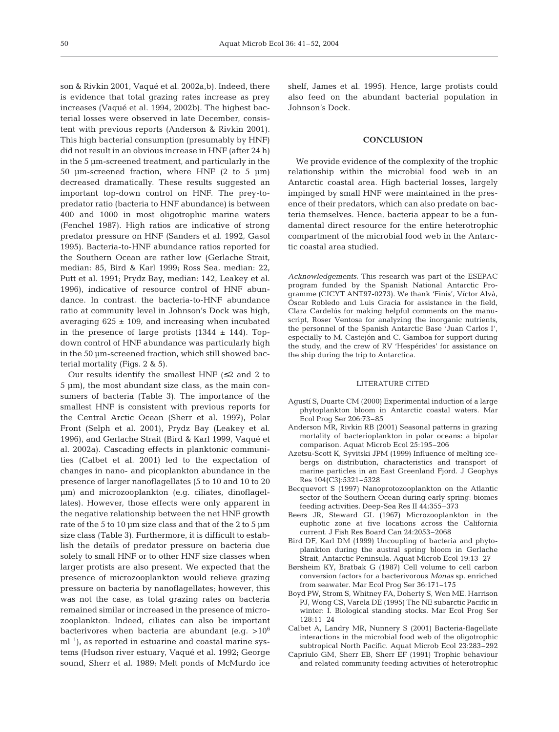son & Rivkin 2001, Vaqué et al. 2002a,b). Indeed, there is evidence that total grazing rates increase as prey increases (Vaqué et al. 1994, 2002b). The highest bacterial losses were observed in late December, consistent with previous reports (Anderson & Rivkin 2001). This high bacterial consumption (presumably by HNF) did not result in an obvious increase in HNF (after 24 h) in the 5 µm-screened treatment, and particularly in the 50 µm-screened fraction, where HNF (2 to 5 µm) decreased dramatically. These results suggested an important top-down control on HNF. The prey-to-predator ratio (bacteria to HNF abundance) is between 400 and 1000 in most oligotrophic marine waters (Fenchel 1987). High ratios are indicative of strong predator pressure on HNF (Sanders et al. 1992, Gasol 1995). Bacteria-to-HNF abundance ratios reported for the Southern Ocean are rather low (Gerlache Strait, median: 85, Bird & Karl 1999; Ross Sea, median: 22, Putt et al. 1991; Prydz Bay, median: 142, Leakey et al. 1996), indicative of resource control of HNF abundance. In contrast, the bacteria-to-HNF abundance ratio at community level in Johnson's Dock was high, averaging 625 ± 109, and increasing when incubated in the presence of large protists (1344 ± 144). Top-down control of HNF abundance was particularly high in the 50 µm-screened fraction, which still showed bacterial mortality (Figs. 2 & 5).

Our results identify the smallest HNF (≤2 and 2 to 5 µm), the most abundant size class, as the main consumers of bacteria (Table 3). The importance of the smallest HNF is consistent with previous reports for the Central Arctic Ocean (Sherr et al. 1997), Polar Front (Selph et al. 2001), Prydz Bay (Leakey et al. 1996), and Gerlache Strait (Bird & Karl 1999, Vaqué et al. 2002a). Cascading effects in planktonic communities (Calbet et al. 2001) led to the expectation of changes in nano- and picoplankton abundance in the presence of larger nanoflagellates (5 to 10 and 10 to 20 µm) and microzooplankton (e.g. ciliates, dinoflagellates). However, those effects were only apparent in the negative relationship between the net HNF growth rate of the 5 to 10 µm size class and that of the 2 to 5 µm size class (Table 3). Furthermore, it is difficult to establish the details of predator pressure on bacteria due solely to small HNF or to other HNF size classes when larger protists are also present. We expected that the presence of microzooplankton would relieve grazing pressure on bacteria by nanoflagellates; however, this was not the case, as total grazing rates on bacteria remained similar or increased in the presence of microzooplankton. Indeed, ciliates can also be important bacterivores when bacteria are abundant (e.g. $>10^6$ $ml^{-1}$), as reported in estuarine and coastal marine systems (Hudson river estuary, Vaqué et al. 1992; George sound, Sherr et al. 1989; Melt ponds of McMurdo ice shelf, James et al. 1995). Hence, large protists could also feed on the abundant bacterial population in Johnson's Dock.

## CONCLUSION

We provide evidence of the complexity of the trophic relationship within the microbial food web in an Antarctic coastal area. High bacterial losses, largely impinged by small HNF were maintained in the presence of their predators, which can also predate on bacteria themselves. Hence, bacteria appear to be a fundamental direct resource for the entire heterotrophic compartment of the microbial food web in the Antarctic coastal area studied.

*Acknowledgements.* This research was part of the ESEPAC program funded by the Spanish National Antarctic Programme (CICYT ANT97-0273). We thank 'Finis', Víctor Alvà, Óscar Robledo and Luis Gracia for assistance in the field, Clara Cardelús for making helpful comments on the manuscript, Roser Ventosa for analyzing the inorganic nutrients, the personnel of the Spanish Antarctic Base 'Juan Carlos I', especially to M. Castejón and C. Gamboa for support during the study, and the crew of RV 'Hespérides' for assistance on the ship during the trip to Antarctica.

## LITERATURE CITED

- Agustí S, Duarte CM (2000) Experimental induction of a large phytoplankton bloom in Antarctic coastal waters. Mar Ecol Prog Ser 206:73–85
- Anderson MR, Rivkin RB (2001) Seasonal patterns in grazing mortality of bacterioplankton in polar oceans: a bipolar comparison. Aquat Microb Ecol 25:195–206
- Azetsu-Scott K, Syvitski JPM (1999) Influence of melting icebergs on distribution, characteristics and transport of marine particles in an East Greenland Fjord. J Geophys Res 104(C3):5321–5328
- Becquevort S (1997) Nanoprotozooplankton on the Atlantic sector of the Southern Ocean during early spring: biomes feeding activities. Deep-Sea Res II 44:355–373
- Beers JR, Steward GL (1967) Microzooplankton in the euphotic zone at five locations across the California current. J Fish Res Board Can 24:2053–2068
- Bird DF, Karl DM (1999) Uncoupling of bacteria and phytoplankton during the austral spring bloom in Gerlache Strait, Antarctic Peninsula. Aquat Microb Ecol 19:13–27
- Børsheim KY, Bratbak G (1987) Cell volume to cell carbon conversion factors for a bacterivorous *Monas* sp. enriched from seawater. Mar Ecol Prog Ser 36:171–175
- Boyd PW, Strom S, Whitney FA, Doherty S, Wen ME, Harrison PJ, Wong CS, Varela DE (1995) The NE subarctic Pacific in winter: I. Biological standing stocks. Mar Ecol Prog Ser 128:11–24
- Calbet A, Landry MR, Nunnery S (2001) Bacteria-flagellate interactions in the microbial food web of the oligotrophic subtropical North Pacific. Aquat Microb Ecol 23:283–292
- Capriulo GM, Sherr EB, Sherr EF (1991) Trophic behaviour and related community feeding activities of heterotrophic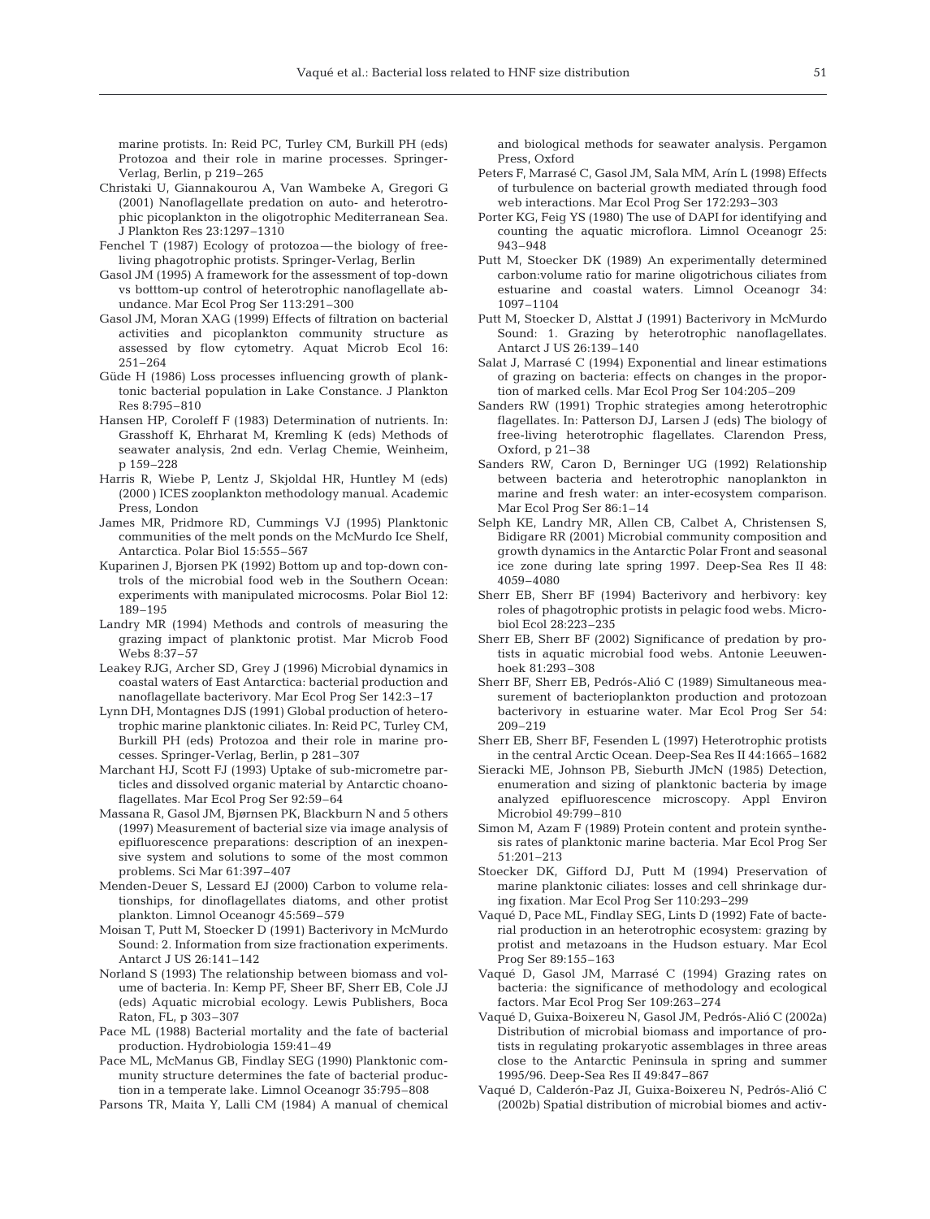marine protists. In: Reid PC, Turley CM, Burkill PH (eds) Protozoa and their role in marine processes. Springer-Verlag, Berlin, p 219–265

Christaki U, Giannakourou A, Van Wambeke A, Gregori G (2001) Nanoflagellate predation on auto- and heterotrophic picoplankton in the oligotrophic Mediterranean Sea. J Plankton Res 23:1297–1310

Fenchel T (1987) Ecology of protozoa—the biology of free-living phagotrophic protists. Springer-Verlag, Berlin

Gasol JM (1995) A framework for the assessment of top-down vs botttom-up control of heterotrophic nanoflagellate abundance. Mar Ecol Prog Ser 113:291–300

Gasol JM, Moran XAG (1999) Effects of filtration on bacterial activities and picoplankton community structure as assessed by flow cytometry. Aquat Microb Ecol 16: 251–264

Güde H (1986) Loss processes influencing growth of planktonic bacterial population in Lake Constance. J Plankton Res 8:795–810

Hansen HP, Coroleff F (1983) Determination of nutrients. In: Grasshoff K, Ehrharat M, Kremling K (eds) Methods of seawater analysis, 2nd edn. Verlag Chemie, Weinheim, p 159–228

Harris R, Wiebe P, Lentz J, Skjoldal HR, Huntley M (eds) (2000 ) ICES zooplankton methodology manual. Academic Press, London

James MR, Pridmore RD, Cummings VJ (1995) Planktonic communities of the melt ponds on the McMurdo Ice Shelf, Antarctica. Polar Biol 15:555–567

Kuparinen J, Bjorsen PK (1992) Bottom up and top-down controls of the microbial food web in the Southern Ocean: experiments with manipulated microcosms. Polar Biol 12: 189–195

Landry MR (1994) Methods and controls of measuring the grazing impact of planktonic protist. Mar Microb Food Webs 8:37–57

Leakey RJG, Archer SD, Grey J (1996) Microbial dynamics in coastal waters of East Antarctica: bacterial production and nanoflagellate bacterivory. Mar Ecol Prog Ser 142:3–17

Lynn DH, Montagnes DJS (1991) Global production of heterotrophic marine planktonic ciliates. In: Reid PC, Turley CM, Burkill PH (eds) Protozoa and their role in marine processes. Springer-Verlag, Berlin, p 281–307

Marchant HJ, Scott FJ (1993) Uptake of sub-micrometre particles and dissolved organic material by Antarctic choanoflagellates. Mar Ecol Prog Ser 92:59–64

Massana R, Gasol JM, Bjørnsen PK, Blackburn N and 5 others (1997) Measurement of bacterial size via image analysis of epifluorescence preparations: description of an inexpensive system and solutions to some of the most common problems. Sci Mar 61:397–407

Menden-Deuer S, Lessard EJ (2000) Carbon to volume relationships, for dinoflagellates diatoms, and other protist plankton. Limnol Oceanogr 45:569–579

Moisan T, Putt M, Stoecker D (1991) Bacterivory in McMurdo Sound: 2. Information from size fractionation experiments. Antarct J US 26:141–142

Norland S (1993) The relationship between biomass and volume of bacteria. In: Kemp PF, Sheer BF, Sherr EB, Cole JJ (eds) Aquatic microbial ecology. Lewis Publishers, Boca Raton, FL, p 303–307

Pace ML (1988) Bacterial mortality and the fate of bacterial production. Hydrobiologia 159:41–49

Pace ML, McManus GB, Findlay SEG (1990) Planktonic community structure determines the fate of bacterial production in a temperate lake. Limnol Oceanogr 35:795–808

Parsons TR, Maita Y, Lalli CM (1984) A manual of chemical and biological methods for seawater analysis. Pergamon Press, Oxford

Peters F, Marrasé C, Gasol JM, Sala MM, Arín L (1998) Effects of turbulence on bacterial growth mediated through food web interactions. Mar Ecol Prog Ser 172:293–303

Porter KG, Feig YS (1980) The use of DAPI for identifying and counting the aquatic microflora. Limnol Oceanogr 25: 943–948

Putt M, Stoecker DK (1989) An experimentally determined carbon:volume ratio for marine oligotrichous ciliates from estuarine and coastal waters. Limnol Oceanogr 34: 1097–1104

Putt M, Stoecker D, Alsttat J (1991) Bacterivory in McMurdo Sound: 1. Grazing by heterotrophic nanoflagellates. Antarct J US 26:139–140

Salat J, Marrasé C (1994) Exponential and linear estimations of grazing on bacteria: effects on changes in the proportion of marked cells. Mar Ecol Prog Ser 104:205–209

Sanders RW (1991) Trophic strategies among heterotrophic flagellates. In: Patterson DJ, Larsen J (eds) The biology of free-living heterotrophic flagellates. Clarendon Press, Oxford, p 21–38

Sanders RW, Caron D, Berninger UG (1992) Relationship between bacteria and heterotrophic nanoplankton in marine and fresh water: an inter-ecosystem comparison. Mar Ecol Prog Ser 86:1–14

Selph KE, Landry MR, Allen CB, Calbet A, Christensen S, Bidigare RR (2001) Microbial community composition and growth dynamics in the Antarctic Polar Front and seasonal ice zone during late spring 1997. Deep-Sea Res II 48: 4059–4080

Sherr EB, Sherr BF (1994) Bacterivory and herbivory: key roles of phagotrophic protists in pelagic food webs. Microbiol Ecol 28:223–235

Sherr EB, Sherr BF (2002) Significance of predation by protists in aquatic microbial food webs. Antonie Leeuwenhoek 81:293–308

Sherr BF, Sherr EB, Pedrós-Alió C (1989) Simultaneous measurement of bacterioplankton production and protozoan bacterivory in estuarine water. Mar Ecol Prog Ser 54: 209–219

Sherr EB, Sherr BF, Fesenden L (1997) Heterotrophic protists in the central Arctic Ocean. Deep-Sea Res II 44:1665–1682

Sieracki ME, Johnson PB, Sieburth JMcN (1985) Detection, enumeration and sizing of planktonic bacteria by image analyzed epifluorescence microscopy. Appl Environ Microbiol 49:799–810

Simon M, Azam F (1989) Protein content and protein synthesis rates of planktonic marine bacteria. Mar Ecol Prog Ser 51:201–213

Stoecker DK, Gifford DJ, Putt M (1994) Preservation of marine planktonic ciliates: losses and cell shrinkage during fixation. Mar Ecol Prog Ser 110:293–299

Vaqué D, Pace ML, Findlay SEG, Lints D (1992) Fate of bacterial production in an heterotrophic ecosystem: grazing by protist and metazoans in the Hudson estuary. Mar Ecol Prog Ser 89:155–163

Vaqué D, Gasol JM, Marrasé C (1994) Grazing rates on bacteria: the significance of methodology and ecological factors. Mar Ecol Prog Ser 109:263–274

Vaqué D, Guixa-Boixereu N, Gasol JM, Pedrós-Alió C (2002a) Distribution of microbial biomass and importance of protists in regulating prokaryotic assemblages in three areas close to the Antarctic Peninsula in spring and summer 1995/96. Deep-Sea Res II 49:847–867

Vaqué D, Calderón-Paz JI, Guixa-Boixereu N, Pedrós-Alió C (2002b) Spatial distribution of microbial biomes and activ-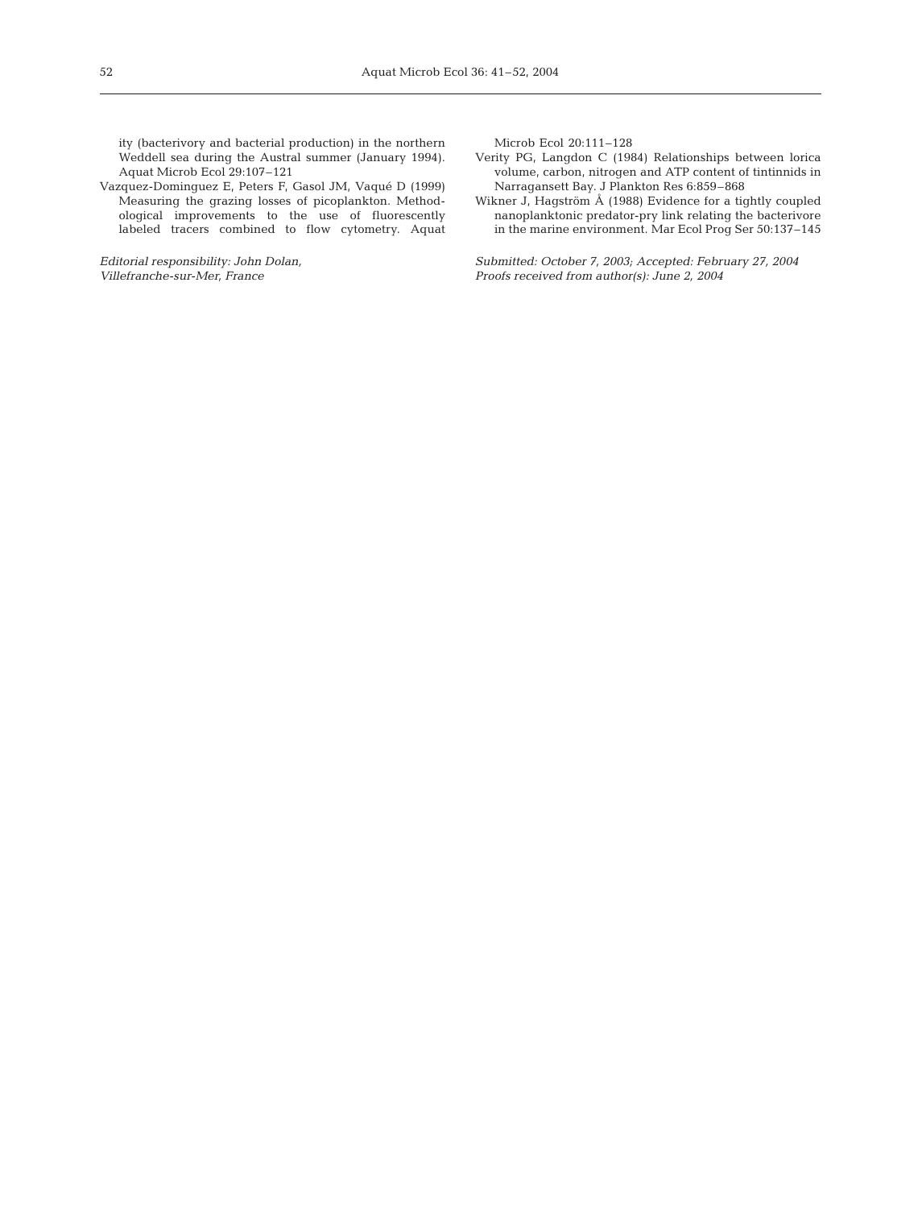ity (bacterivory and bacterial production) in the northern Weddell sea during the Austral summer (January 1994). Aquat Microb Ecol 29:107–121

Vazquez-Dominguez E, Peters F, Gasol JM, Vaqué D (1999) Measuring the grazing losses of picoplankton. Methodological improvements to the use of fluorescently labeled tracers combined to flow cytometry. Aquat Microb Ecol 20:111–128

Verity PG, Langdon C (1984) Relationships between lorica volume, carbon, nitrogen and ATP content of tintinnids in Narragansett Bay. J Plankton Res 6:859–868

Wikner J, Hagström Å (1988) Evidence for a tightly coupled nanoplanktonic predator-pry link relating the bacterivore in the marine environment. Mar Ecol Prog Ser 50:137–145

*Editorial responsibility: John Dolan, Villefranche-sur-Mer, France*

*Submitted: October 7, 2003; Accepted: February 27, 2004*
*Proofs received from author(s): June 2, 2004*